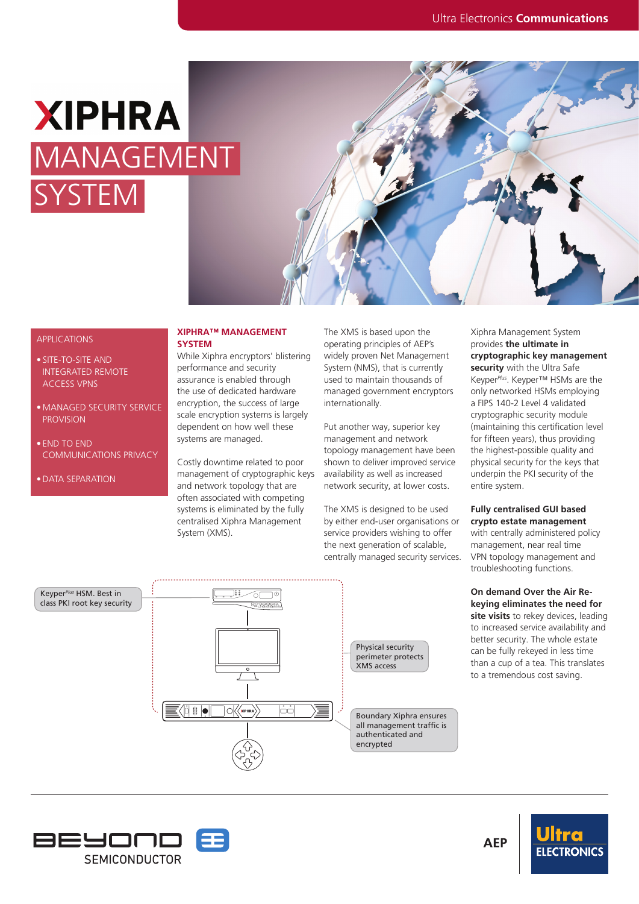# XIPHRA MANAGEMENT SYSTEM

## APPLICATIONS

- SITE-TO-SITE AND INTEGRATED REMOTE ACCESS VPNS
- MANAGED SECURITY SERVICE PROVISION
- END TO END COMMUNICATIONS PRIVACY
- DATA SEPARATION

## XIPHRA™ MANAGEMENT SYSTEM

While Xiphra encryptors' blistering performance and security assurance is enabled through the use of dedicated hardware encryption, the success of large scale encryption systems is largely dependent on how well these systems are managed.

Costly downtime related to poor management of cryptographic keys and network topology that are often associated with competing systems is eliminated by the fully centralised Xiphra Management System (XMS).

The XMS is based upon the operating principles of AEP's widely proven Net Management System (NMS), that is currently used to maintain thousands of managed government encryptors internationally.

Put another way, superior key management and network topology management have been shown to deliver improved service availability as well as increased network security, at lower costs.

The XMS is designed to be used by either end-user organisations or service providers wishing to offer the next generation of scalable, centrally managed security services.

Xiphra Management System provides **the ultimate in cryptographic key management security** with the Ultra Safe Keyper*Plus*. Keyper™ HSMs are the only networked HSMs employing a FIPS 140-2 Level 4 validated cryptographic security module (maintaining this certification level for fifteen years), thus providing the highest-possible quality and physical security for the keys that underpin the PKI security of the entire system.

**Fully centralised GUI based crypto estate management** with centrally administered policy management, near real time VPN topology management and troubleshooting functions.

**On demand Over the Air Re-keying eliminates the need for site visits** to rekey devices, leading to increased service availability and better security. The whole estate can be fully rekeyed in less time than a cup of a tea. This translates to a tremendous cost saving.

Keyper*Plus* HSM. Best in class PKI root key security

Physical security perimeter protects XMS access

Boundary Xiphra ensures all management traffic is authenticated and encrypted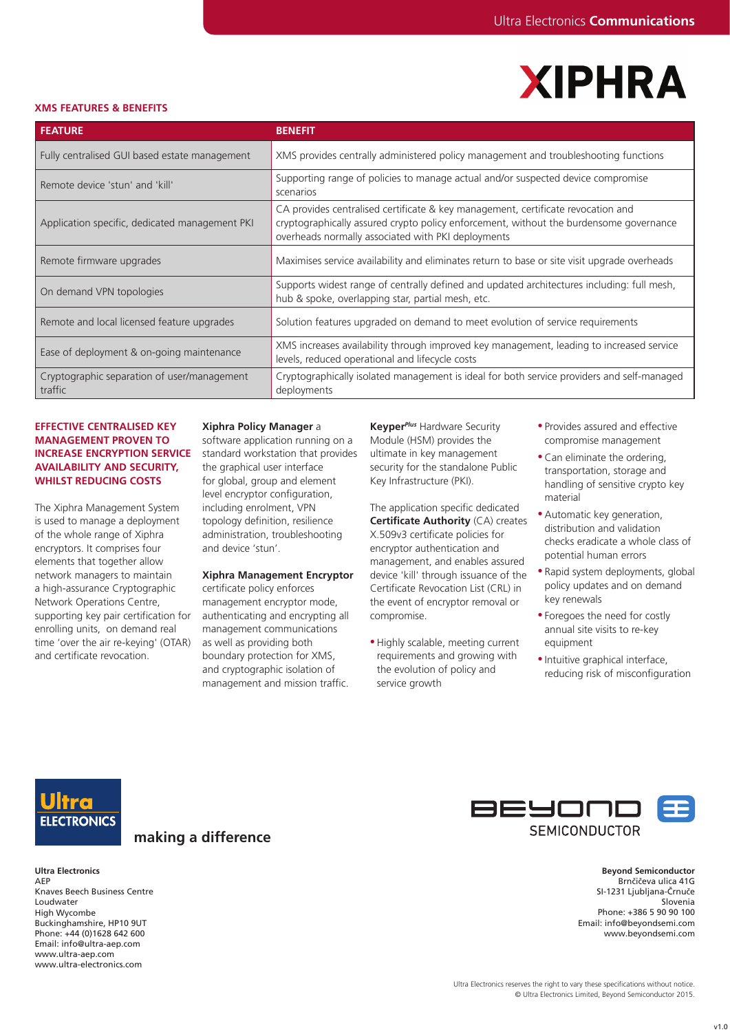# XIPHRA

## XMS FEATURES & BENEFITS

| FEATURE | BENEFIT |
|---|---|
| Fully centralised GUI based estate management | XMS provides centrally administered policy management and troubleshooting functions |
| Remote device 'stun' and 'kill' | Supporting range of policies to manage actual and/or suspected device compromise scenarios |
| Application specific, dedicated management PKI | CA provides centralised certificate & key management, certificate revocation and cryptographically assured crypto policy enforcement, without the burdensome governance overheads normally associated with PKI deployments |
| Remote firmware upgrades | Maximises service availability and eliminates return to base or site visit upgrade overheads |
| On demand VPN topologies | Supports widest range of centrally defined and updated architectures including: full mesh, hub & spoke, overlapping star, partial mesh, etc. |
| Remote and local licensed feature upgrades | Solution features upgraded on demand to meet evolution of service requirements |
| Ease of deployment & on-going maintenance | XMS increases availability through improved key management, leading to increased service levels, reduced operational and lifecycle costs |
| Cryptographic separation of user/management traffic | Cryptographically isolated management is ideal for both service providers and self-managed deployments |

## EFFECTIVE CENTRALISED KEY MANAGEMENT PROVEN TO INCREASE ENCRYPTION SERVICE AVAILABILITY AND SECURITY, WHILST REDUCING COSTS

The Xiphra Management System is used to manage a deployment of the whole range of Xiphra encryptors. It comprises four elements that together allow network managers to maintain a high-assurance Cryptographic Network Operations Centre, supporting key pair certification for enrolling units, on demand real time 'over the air re-keying' (OTAR) and certificate revocation.

**Xiphra Policy Manager** a software application running on a standard workstation that provides the graphical user interface for global, group and element level encryptor configuration, including enrolment, VPN topology definition, resilience administration, troubleshooting and device 'stun'.

**Xiphra Management Encryptor** certificate policy enforces management encryptor mode, authenticating and encrypting all management communications as well as providing both boundary protection for XMS, and cryptographic isolation of management and mission traffic.

**Keyper*Plus*** Hardware Security Module (HSM) provides the ultimate in key management security for the standalone Public Key Infrastructure (PKI).

The application specific dedicated **Certificate Authority** (CA) creates X.509v3 certificate policies for encryptor authentication and management, and enables assured device 'kill' through issuance of the Certificate Revocation List (CRL) in the event of encryptor removal or compromise.

- Highly scalable, meeting current requirements and growing with the evolution of policy and service growth
- Provides assured and effective compromise management
- Can eliminate the ordering, transportation, storage and handling of sensitive crypto key material
- Automatic key generation, distribution and validation checks eradicate a whole class of potential human errors
- Rapid system deployments, global policy updates and on demand key renewals
- Foregoes the need for costly annual site visits to re-key equipment
- Intuitive graphical interface, reducing risk of misconfiguration

Ultra ELECTRONICS

making a difference

BEYOND SEMICONDUCTOR

**Ultra Electronics**
AEP
Knaves Beech Business Centre
Loudwater
High Wycombe
Buckinghamshire, HP10 9UT
Phone: +44 (0)1628 642 600
Email: info@ultra-aep.com
www.ultra-aep.com
www.ultra-electronics.com

**Beyond Semiconductor**
Brnčičeva ulica 41G
SI-1231 Ljubljana-Črnuče
Slovenia
Phone: +386 5 90 90 100
Email: info@beyondsemi.com
www.beyondsemi.com

Ultra Electronics reserves the right to vary these specifications without notice.
© Ultra Electronics Limited, Beyond Semiconductor 2015.

v1.0